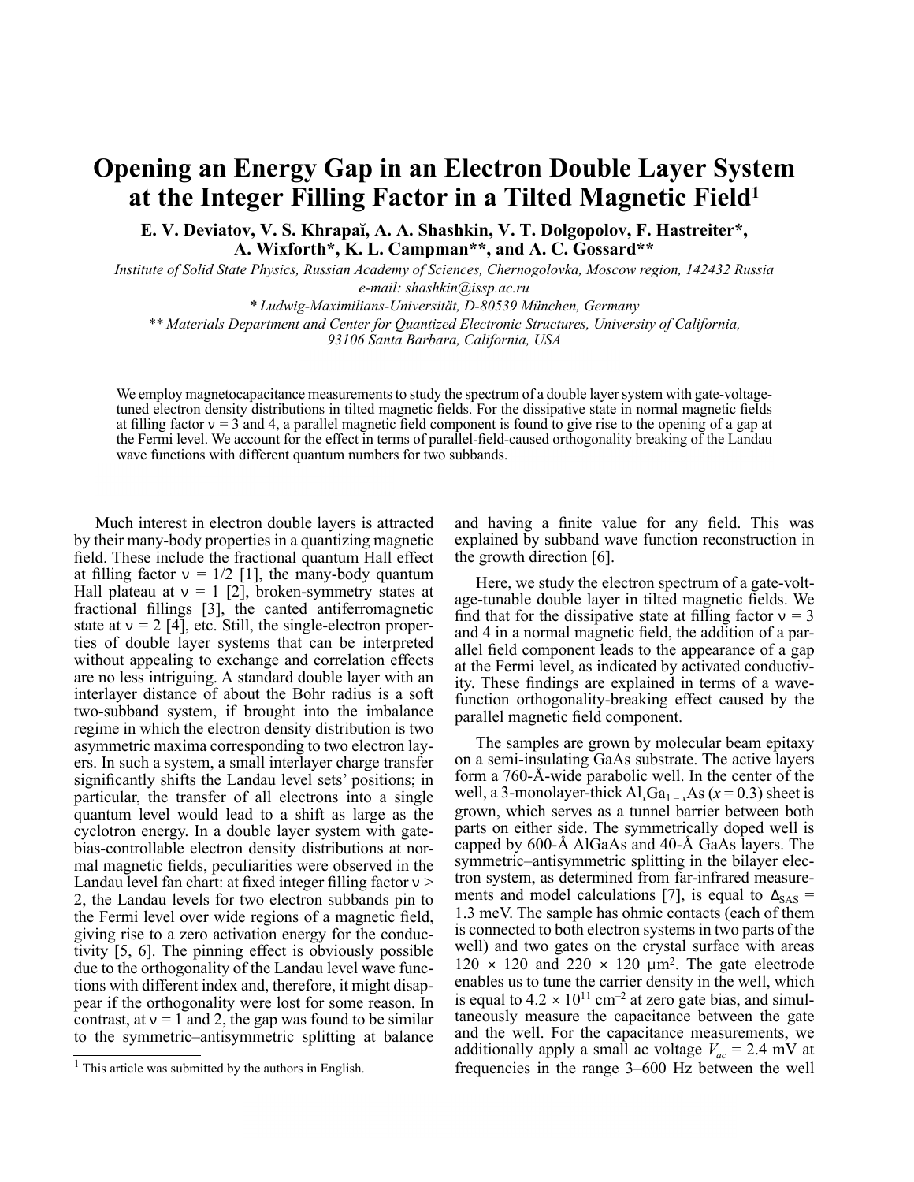# Opening an Energy Gap in an Electron Double Layer System at the Integer Filling Factor in a Tilted Magnetic Field[1]

**E. V. Deviatov, V. S. Khrapaĭ, A. A. Shashkin, V. T. Dolgopolov, F. Hastreiter\*, A. Wixforth\*, K. L. Campman\*\*, and A. C. Gossard\*\***

*Institute of Solid State Physics, Russian Academy of Sciences, Chernogolovka, Moscow region, 142432 Russia*
*e-mail: shashkin@issp.ac.ru*
*\* Ludwig-Maximilians-Universität, D-80539 München, Germany*
*\*\* Materials Department and Center for Quantized Electronic Structures, University of California, 93106 Santa Barbara, California, USA*

We employ magnetocapacitance measurements to study the spectrum of a double layer system with gate-voltage-tuned electron density distributions in tilted magnetic fields. For the dissipative state in normal magnetic fields at filling factor $\nu = 3$ and 4, a parallel magnetic field component is found to give rise to the opening of a gap at the Fermi level. We account for the effect in terms of parallel-field-caused orthogonality breaking of the Landau wave functions with different quantum numbers for two subbands.

Much interest in electron double layers is attracted by their many-body properties in a quantizing magnetic field. These include the fractional quantum Hall effect at filling factor $\nu = 1/2$ [1], the many-body quantum Hall plateau at $\nu = 1$ [2], broken-symmetry states at fractional fillings [3], the canted antiferromagnetic state at $\nu = 2$ [4], etc. Still, the single-electron properties of double layer systems that can be interpreted without appealing to exchange and correlation effects are no less intriguing. A standard double layer with an interlayer distance of about the Bohr radius is a soft two-subband system, if brought into the imbalance regime in which the electron density distribution is two asymmetric maxima corresponding to two electron layers. In such a system, a small interlayer charge transfer significantly shifts the Landau level sets' positions; in particular, the transfer of all electrons into a single quantum level would lead to a shift as large as the cyclotron energy. In a double layer system with gate-bias-controllable electron density distributions at normal magnetic fields, peculiarities were observed in the Landau level fan chart: at fixed integer filling factor $\nu > 2$, the Landau levels for two electron subbands pin to the Fermi level over wide regions of a magnetic field, giving rise to a zero activation energy for the conductivity [5, 6]. The pinning effect is obviously possible due to the orthogonality of the Landau level wave functions with different index and, therefore, it might disappear if the orthogonality were lost for some reason. In contrast, at $\nu = 1$ and 2, the gap was found to be similar to the symmetric–antisymmetric splitting at balance and having a finite value for any field. This was explained by subband wave function reconstruction in the growth direction [6].

Here, we study the electron spectrum of a gate-voltage-tunable double layer in tilted magnetic fields. We find that for the dissipative state at filling factor $\nu = 3$ and 4 in a normal magnetic field, the addition of a parallel field component leads to the appearance of a gap at the Fermi level, as indicated by activated conductivity. These findings are explained in terms of a wave-function orthogonality-breaking effect caused by the parallel magnetic field component.

The samples are grown by molecular beam epitaxy on a semi-insulating GaAs substrate. The active layers form a 760-Å-wide parabolic well. In the center of the well, a 3-monolayer-thick $Al_xGa_{1-x}As$ ($x = 0.3$) sheet is grown, which serves as a tunnel barrier between both parts on either side. The symmetrically doped well is capped by 600-Å AlGaAs and 40-Å GaAs layers. The symmetric–antisymmetric splitting in the bilayer electron system, as determined from far-infrared measurements and model calculations [7], is equal to $\Delta_{SAS} = 1.3$ meV. The sample has ohmic contacts (each of them is connected to both electron systems in two parts of the well) and two gates on the crystal surface with areas $120 \times 120$ and $220 \times 120$ μm$^2$. The gate electrode enables us to tune the carrier density in the well, which is equal to $4.2 \times 10^{11}$ cm$^{-2}$ at zero gate bias, and simultaneously measure the capacitance between the gate and the well. For the capacitance measurements, we additionally apply a small ac voltage $V_{ac} = 2.4$ mV at frequencies in the range 3–600 Hz between the well

[1] This article was submitted by the authors in English.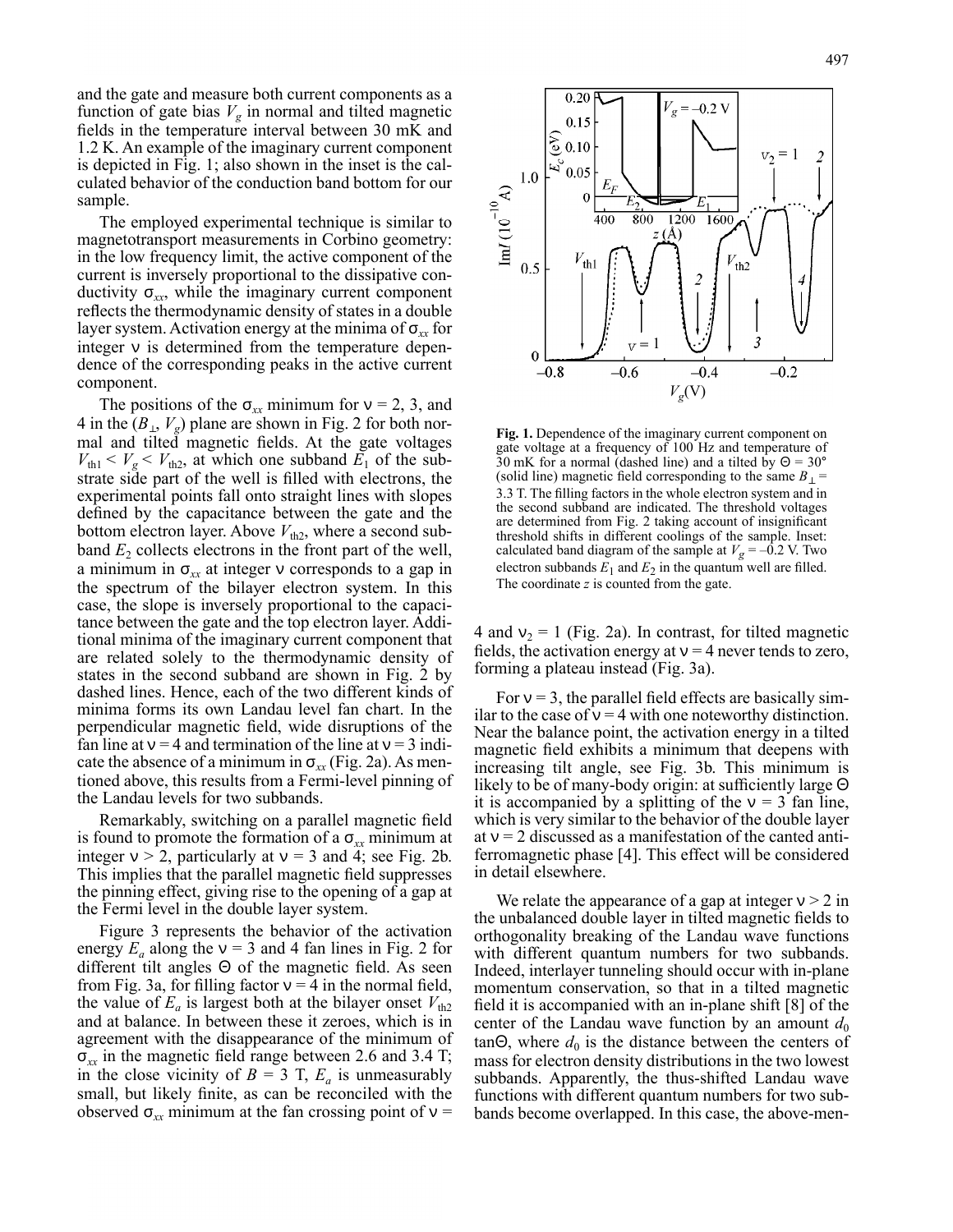and the gate and measure both current components as a function of gate bias $V_g$ in normal and tilted magnetic fields in the temperature interval between 30 mK and 1.2 K. An example of the imaginary current component is depicted in Fig. 1; also shown in the inset is the calculated behavior of the conduction band bottom for our sample.

The employed experimental technique is similar to magnetotransport measurements in Corbino geometry: in the low frequency limit, the active component of the current is inversely proportional to the dissipative conductivity $\sigma_{xx}$, while the imaginary current component reflects the thermodynamic density of states in a double layer system. Activation energy at the minima of $\sigma_{xx}$ for integer $\nu$ is determined from the temperature dependence of the corresponding peaks in the active current component.

The positions of the $\sigma_{xx}$ minimum for $\nu = 2$, 3, and 4 in the $(B_\perp, V_g)$ plane are shown in Fig. 2 for both normal and tilted magnetic fields. At the gate voltages $V_{\text{th1}} < V_g < V_{\text{th2}}$, at which one subband $E_1$ of the substrate side part of the well is filled with electrons, the experimental points fall onto straight lines with slopes defined by the capacitance between the gate and the bottom electron layer. Above $V_{\text{th2}}$, where a second subband $E_2$ collects electrons in the front part of the well, a minimum in $\sigma_{xx}$ at integer $\nu$ corresponds to a gap in the spectrum of the bilayer electron system. In this case, the slope is inversely proportional to the capacitance between the gate and the top electron layer. Additional minima of the imaginary current component that are related solely to the thermodynamic density of states in the second subband are shown in Fig. 2 by dashed lines. Hence, each of the two different kinds of minima forms its own Landau level fan chart. In the perpendicular magnetic field, wide disruptions of the fan line at $\nu = 4$ and termination of the line at $\nu = 3$ indicate the absence of a minimum in $\sigma_{xx}$ (Fig. 2a). As mentioned above, this results from a Fermi-level pinning of the Landau levels for two subbands.

Remarkably, switching on a parallel magnetic field is found to promote the formation of a $\sigma_{xx}$ minimum at integer $\nu > 2$, particularly at $\nu = 3$ and 4; see Fig. 2b. This implies that the parallel magnetic field suppresses the pinning effect, giving rise to the opening of a gap at the Fermi level in the double layer system.

Figure 3 represents the behavior of the activation energy $E_a$ along the $\nu = 3$ and 4 fan lines in Fig. 2 for different tilt angles $\Theta$ of the magnetic field. As seen from Fig. 3a, for filling factor $\nu = 4$ in the normal field, the value of $E_a$ is largest both at the bilayer onset $V_{\text{th2}}$ and at balance. In between these it zeroes, which is in agreement with the disappearance of the minimum of $\sigma_{xx}$ in the magnetic field range between 2.6 and 3.4 T; in the close vicinity of $B = 3$ T, $E_a$ is unmeasurably small, but likely finite, as can be reconciled with the observed $\sigma_{xx}$ minimum at the fan crossing point of $\nu = 4$ and $\nu_2 = 1$ (Fig. 2a). In contrast, for tilted magnetic fields, the activation energy at $\nu = 4$ never tends to zero, forming a plateau instead (Fig. 3a).

**Fig. 1.** Dependence of the imaginary current component on gate voltage at a frequency of 100 Hz and temperature of 30 mK for a normal (dashed line) and a tilted by $\Theta = 30°$ (solid line) magnetic field corresponding to the same $B_\perp = 3.3$ T. The filling factors in the whole electron system and in the second subband are indicated. The threshold voltages are determined from Fig. 2 taking account of insignificant threshold shifts in different coolings of the sample. Inset: calculated band diagram of the sample at $V_g = -0.2$ V. Two electron subbands $E_1$ and $E_2$ in the quantum well are filled. The coordinate $z$ is counted from the gate.

For $\nu = 3$, the parallel field effects are basically similar to the case of $\nu = 4$ with one noteworthy distinction. Near the balance point, the activation energy in a tilted magnetic field exhibits a minimum that deepens with increasing tilt angle, see Fig. 3b. This minimum is likely to be of many-body origin: at sufficiently large $\Theta$ it is accompanied by a splitting of the $\nu = 3$ fan line, which is very similar to the behavior of the double layer at $\nu = 2$ discussed as a manifestation of the canted antiferromagnetic phase [4]. This effect will be considered in detail elsewhere.

We relate the appearance of a gap at integer $\nu > 2$ in the unbalanced double layer in tilted magnetic fields to orthogonality breaking of the Landau wave functions with different quantum numbers for two subbands. Indeed, interlayer tunneling should occur with in-plane momentum conservation, so that in a tilted magnetic field it is accompanied with an in-plane shift [8] of the center of the Landau wave function by an amount $d_0 \tan\Theta$, where $d_0$ is the distance between the centers of mass for electron density distributions in the two lowest subbands. Apparently, the thus-shifted Landau wave functions with different quantum numbers for two subbands become overlapped. In this case, the above-men-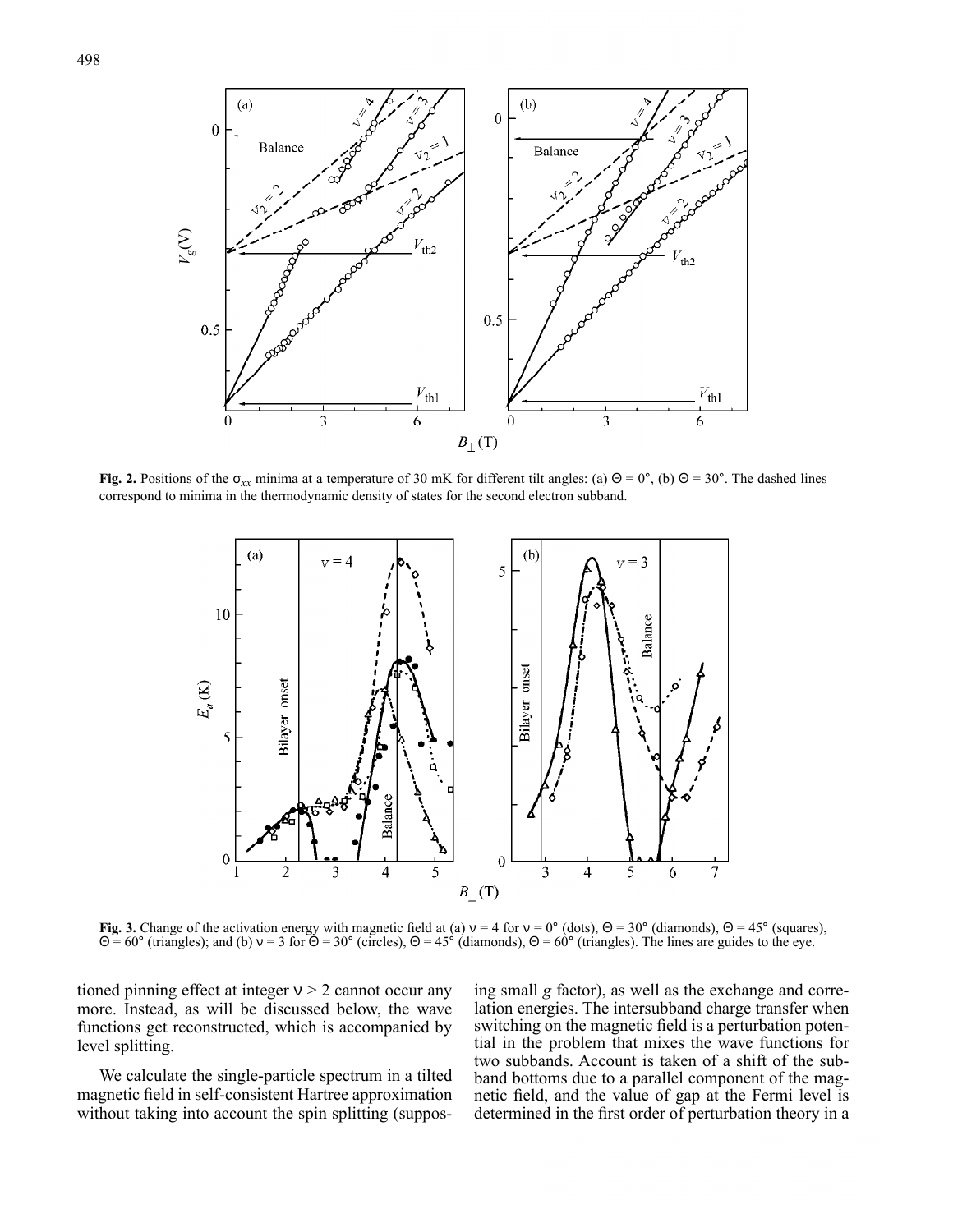**Fig. 2.** Positions of the $\sigma_{xx}$ minima at a temperature of 30 mK for different tilt angles: (a) $\Theta = 0°$, (b) $\Theta = 30°$. The dashed lines correspond to minima in the thermodynamic density of states for the second electron subband.

**Fig. 3.** Change of the activation energy with magnetic field at (a) $\nu = 4$ for $\nu = 0°$ (dots), $\Theta = 30°$ (diamonds), $\Theta = 45°$ (squares), $\Theta = 60°$ (triangles); and (b) $\nu = 3$ for $\Theta = 30°$ (circles), $\Theta = 45°$ (diamonds), $\Theta = 60°$ (triangles). The lines are guides to the eye.

tioned pinning effect at integer $\nu > 2$ cannot occur any more. Instead, as will be discussed below, the wave functions get reconstructed, which is accompanied by level splitting.

We calculate the single-particle spectrum in a tilted magnetic field in self-consistent Hartree approximation without taking into account the spin splitting (supposing small $g$ factor), as well as the exchange and correlation energies. The intersubband charge transfer when switching on the magnetic field is a perturbation potential in the problem that mixes the wave functions for two subbands. Account is taken of a shift of the subband bottoms due to a parallel component of the magnetic field, and the value of gap at the Fermi level is determined in the first order of perturbation theory in a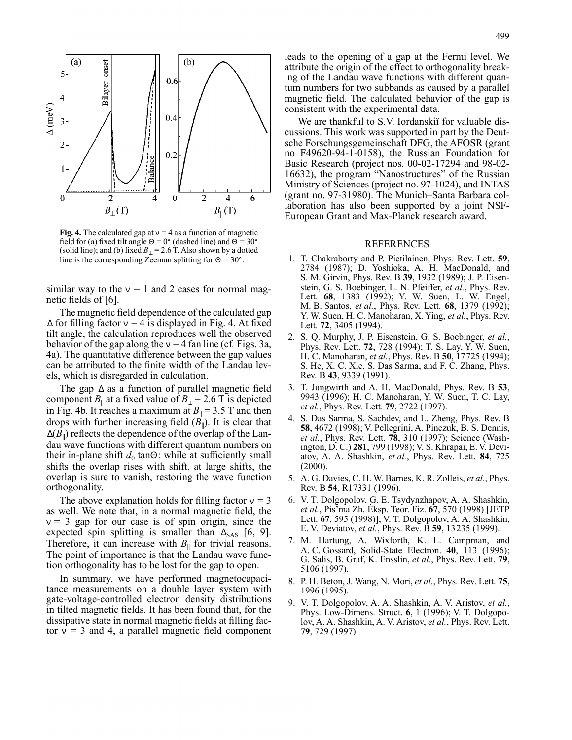(a)

Bilayer onset

Balance

5

4

3

2

1

0

$\Delta$ (meV)

0 2 4

$B_\perp$ (T)

(b)

0.6

0.4

0.2

0 2 4 6

$B_\parallel$ (T)

**Fig. 4.** The calculated gap at $\nu = 4$ as a function of magnetic field for (a) fixed tilt angle $\Theta = 0°$ (dashed line) and $\Theta = 30°$ (solid line); and (b) fixed $B_\perp = 2.6$ T. Also shown by a dotted line is the corresponding Zeeman splitting for $\Theta = 30°$.

similar way to the $\nu = 1$ and 2 cases for normal magnetic fields of [6].

The magnetic field dependence of the calculated gap $\Delta$ for filling factor $\nu = 4$ is displayed in Fig. 4. At fixed tilt angle, the calculation reproduces well the observed behavior of the gap along the $\nu = 4$ fan line (cf. Figs. 3a, 4a). The quantitative difference between the gap values can be attributed to the finite width of the Landau levels, which is disregarded in calculation.

The gap $\Delta$ as a function of parallel magnetic field component $B_\parallel$ at a fixed value of $B_\perp = 2.6$ T is depicted in Fig. 4b. It reaches a maximum at $B_\parallel = 3.5$ T and then drops with further increasing field ($B_\parallel$). It is clear that $\Delta(B_\parallel)$ reflects the dependence of the overlap of the Landau wave functions with different quantum numbers on their in-plane shift $d_0 \tan\Theta$: while at sufficiently small shifts the overlap rises with shift, at large shifts, the overlap is sure to vanish, restoring the wave function orthogonality.

The above explanation holds for filling factor $\nu = 3$ as well. We note that, in a normal magnetic field, the $\nu = 3$ gap for our case is of spin origin, since the expected spin splitting is smaller than $\Delta_{SAS}$ [6, 9]. Therefore, it can increase with $B_\parallel$ for trivial reasons. The point of importance is that the Landau wave function orthogonality has to be lost for the gap to open.

In summary, we have performed magnetocapacitance measurements on a double layer system with gate-voltage-controlled electron density distributions in tilted magnetic fields. It has been found that, for the dissipative state in normal magnetic fields at filling factor $\nu = 3$ and 4, a parallel magnetic field component leads to the opening of a gap at the Fermi level. We attribute the origin of the effect to orthogonality breaking of the Landau wave functions with different quantum numbers for two subbands as caused by a parallel magnetic field. The calculated behavior of the gap is consistent with the experimental data.

We are thankful to S.V. Iordanskiĭ for valuable discussions. This work was supported in part by the Deutsche Forschungsgemeinschaft DFG, the AFOSR (grant no F49620-94-1-0158), the Russian Foundation for Basic Research (project nos. 00-02-17294 and 98-02-16632), the program "Nanostructures" of the Russian Ministry of Sciences (project no. 97-1024), and INTAS (grant no. 97-31980). The Munich–Santa Barbara collaboration has also been supported by a joint NSF-European Grant and Max-Planck research award.

## REFERENCES

1. T. Chakraborty and P. Pietilainen, Phys. Rev. Lett. **59**, 2784 (1987); D. Yoshioka, A. H. MacDonald, and S. M. Girvin, Phys. Rev. B **39**, 1932 (1989); J. P. Eisenstein, G. S. Boebinger, L. N. Pfeiffer, *et al.*, Phys. Rev. Lett. **68**, 1383 (1992); Y. W. Suen, L. W. Engel, M. B. Santos, *et al.*, Phys. Rev. Lett. **68**, 1379 (1992); Y. W. Suen, H. C. Manoharan, X. Ying, *et al.*, Phys. Rev. Lett. **72**, 3405 (1994).
2. S. Q. Murphy, J. P. Eisenstein, G. S. Boebinger, *et al.*, Phys. Rev. Lett. **72**, 728 (1994); T. S. Lay, Y. W. Suen, H. C. Manoharan, *et al.*, Phys. Rev. B **50**, 17725 (1994); S. He, X. C. Xie, S. Das Sarma, and F. C. Zhang, Phys. Rev. B **43**, 9339 (1991).
3. T. Jungwirth and A. H. MacDonald, Phys. Rev. B **53**, 9943 (1996); H. C. Manoharan, Y. W. Suen, T. C. Lay, *et al.*, Phys. Rev. Lett. **79**, 2722 (1997).
4. S. Das Sarma, S. Sachdev, and L. Zheng, Phys. Rev. B **58**, 4672 (1998); V. Pellegrini, A. Pinczuk, B. S. Dennis, *et al.*, Phys. Rev. Lett. **78**, 310 (1997); Science (Washington, D. C.) **281**, 799 (1998); V. S. Khrapai, E. V. Deviatov, A. A. Shashkin, *et al.*, Phys. Rev. Lett. **84**, 725 (2000).
5. A. G. Davies, C. H. W. Barnes, K. R. Zolleis, *et al.*, Phys. Rev. B **54**, R17331 (1996).
6. V. T. Dolgopolov, G. E. Tsydynzhapov, A. A. Shashkin, *et al.*, Pis'ma Zh. Éksp. Teor. Fiz. **67**, 570 (1998) [JETP Lett. **67**, 595 (1998)]; V. T. Dolgopolov, A. A. Shashkin, E. V. Deviatov, *et al.*, Phys. Rev. B **59**, 13235 (1999).
7. M. Hartung, A. Wixforth, K. L. Campman, and A. C. Gossard, Solid-State Electron. **40**, 113 (1996); G. Salis, B. Graf, K. Ensslin, *et al.*, Phys. Rev. Lett. **79**, 5106 (1997).
8. P. H. Beton, J. Wang, N. Mori, *et al.*, Phys. Rev. Lett. **75**, 1996 (1995).
9. V. T. Dolgopolov, A. A. Shashkin, A. V. Aristov, *et al.*, Phys. Low-Dimens. Struct. **6**, 1 (1996); V. T. Dolgopolov, A. A. Shashkin, A. V. Aristov, *et al.*, Phys. Rev. Lett. **79**, 729 (1997).